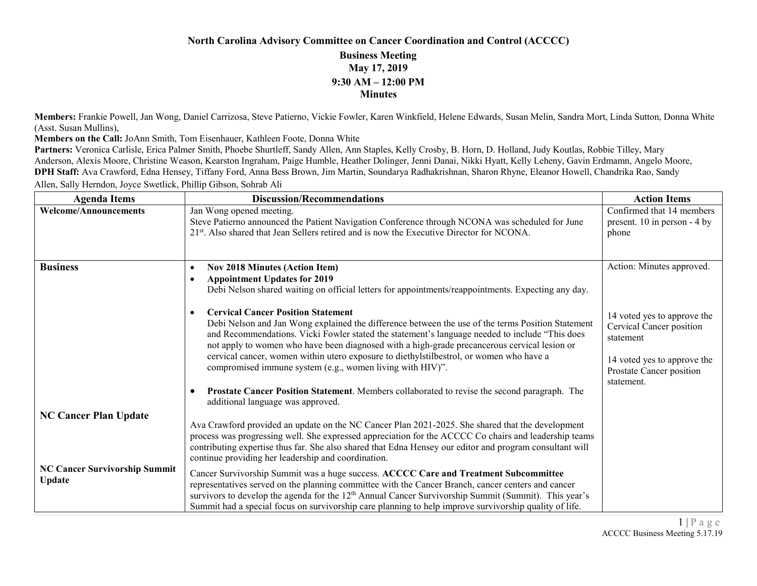**North Carolina Advisory Committee on Cancer Coordination and Control (ACCCC)**

**Business Meeting**

**May 17, 2019**

**9:30 AM – 12:00 PM**

**Minutes**

**Members:** Frankie Powell, Jan Wong, Daniel Carrizosa, Steve Patierno, Vickie Fowler, Karen Winkfield, Helene Edwards, Susan Melin, Sandra Mort, Linda Sutton, Donna White (Asst. Susan Mullins),

**Members on the Call:** JoAnn Smith, Tom Eisenhauer, Kathleen Foote, Donna White

**Partners:** Veronica Carlisle, Erica Palmer Smith, Phoebe Shurtleff, Sandy Allen, Ann Staples, Kelly Crosby, B. Horn, D. Holland, Judy Koutlas, Robbie Tilley, Mary Anderson, Alexis Moore, Christine Weason, Kearston Ingraham, Paige Humble, Heather Dolinger, Jenni Danai, Nikki Hyatt, Kelly Leheny, Gavin Erdmamn, Angelo Moore,

**DPH Staff:** Ava Crawford, Edna Hensey, Tiffany Ford, Anna Bess Brown, Jim Martin, Soundarya Radhakrishnan, Sharon Rhyne, Eleanor Howell, Chandrika Rao, Sandy Allen, Sally Herndon, Joyce Swetlick, Phillip Gibson, Sohrab Ali

| Agenda Items | Discussion/Recommendations | Action Items |
|---|---|---|
| **Welcome/Announcements** | Jan Wong opened meeting.<br>Steve Patierno announced the Patient Navigation Conference through NCONA was scheduled for June 21st. Also shared that Jean Sellers retired and is now the Executive Director for NCONA. | Confirmed that 14 members present. 10 in person - 4 by phone |
| **Business** | • **Nov 2018 Minutes (Action Item)**<br>• **Appointment Updates for 2019**<br>Debi Nelson shared waiting on official letters for appointments/reappointments. Expecting any day.<br><br>• **Cervical Cancer Position Statement**<br>Debi Nelson and Jan Wong explained the difference between the use of the terms Position Statement and Recommendations. Vicki Fowler stated the statement's language needed to include "This does not apply to women who have been diagnosed with a high-grade precancerous cervical lesion or cervical cancer, women within utero exposure to diethylstilbestrol, or women who have a compromised immune system (e.g., women living with HIV)".<br><br>• **Prostate Cancer Position Statement**. Members collaborated to revise the second paragraph. The additional language was approved. | Action: Minutes approved.<br><br>14 voted yes to approve the Cervical Cancer position statement<br><br>14 voted yes to approve the Prostate Cancer position statement. |
| **NC Cancer Plan Update** | Ava Crawford provided an update on the NC Cancer Plan 2021-2025. She shared that the development process was progressing well. She expressed appreciation for the ACCCC Co chairs and leadership teams contributing expertise thus far. She also shared that Edna Hensey our editor and program consultant will continue providing her leadership and coordination. | |
| **NC Cancer Survivorship Summit Update** | Cancer Survivorship Summit was a huge success. **ACCCC Care and Treatment Subcommittee** representatives served on the planning committee with the Cancer Branch, cancer centers and cancer survivors to develop the agenda for the 12th Annual Cancer Survivorship Summit (Summit). This year's Summit had a special focus on survivorship care planning to help improve survivorship quality of life. | |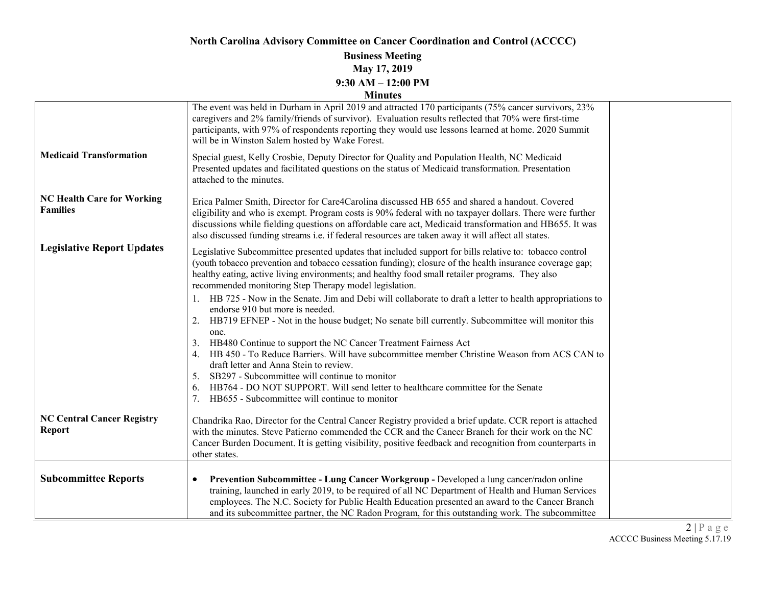# North Carolina Advisory Committee on Cancer Coordination and Control (ACCCC)

## Business Meeting
## May 17, 2019
## 9:30 AM – 12:00 PM
## Minutes

| | | |
|---|---|---|
| | The event was held in Durham in April 2019 and attracted 170 participants (75% cancer survivors, 23% caregivers and 2% family/friends of survivor). Evaluation results reflected that 70% were first-time participants, with 97% of respondents reporting they would use lessons learned at home. 2020 Summit will be in Winston Salem hosted by Wake Forest. | |
| **Medicaid Transformation** | Special guest, Kelly Crosbie, Deputy Director for Quality and Population Health, NC Medicaid Presented updates and facilitated questions on the status of Medicaid transformation. Presentation attached to the minutes. | |
| **NC Health Care for Working Families** | Erica Palmer Smith, Director for Care4Carolina discussed HB 655 and shared a handout. Covered eligibility and who is exempt. Program costs is 90% federal with no taxpayer dollars. There were further discussions while fielding questions on affordable care act, Medicaid transformation and HB655. It was also discussed funding streams i.e. if federal resources are taken away it will affect all states. | |
| **Legislative Report Updates** | Legislative Subcommittee presented updates that included support for bills relative to: tobacco control (youth tobacco prevention and tobacco cessation funding); closure of the health insurance coverage gap; healthy eating, active living environments; and healthy food small retailer programs. They also recommended monitoring Step Therapy model legislation.<br>1. HB 725 - Now in the Senate. Jim and Debi will collaborate to draft a letter to health appropriations to endorse 910 but more is needed.<br>2. HB719 EFNEP - Not in the house budget; No senate bill currently. Subcommittee will monitor this one.<br>3. HB480 Continue to support the NC Cancer Treatment Fairness Act<br>4. HB 450 - To Reduce Barriers. Will have subcommittee member Christine Weason from ACS CAN to draft letter and Anna Stein to review.<br>5. SB297 - Subcommittee will continue to monitor<br>6. HB764 - DO NOT SUPPORT. Will send letter to healthcare committee for the Senate<br>7. HB655 - Subcommittee will continue to monitor | |
| **NC Central Cancer Registry Report** | Chandrika Rao, Director for the Central Cancer Registry provided a brief update. CCR report is attached with the minutes. Steve Patierno commended the CCR and the Cancer Branch for their work on the NC Cancer Burden Document. It is getting visibility, positive feedback and recognition from counterparts in other states. | |
| **Subcommittee Reports** | • **Prevention Subcommittee - Lung Cancer Workgroup -** Developed a lung cancer/radon online training, launched in early 2019, to be required of all NC Department of Health and Human Services employees. The N.C. Society for Public Health Education presented an award to the Cancer Branch and its subcommittee partner, the NC Radon Program, for this outstanding work. The subcommittee | |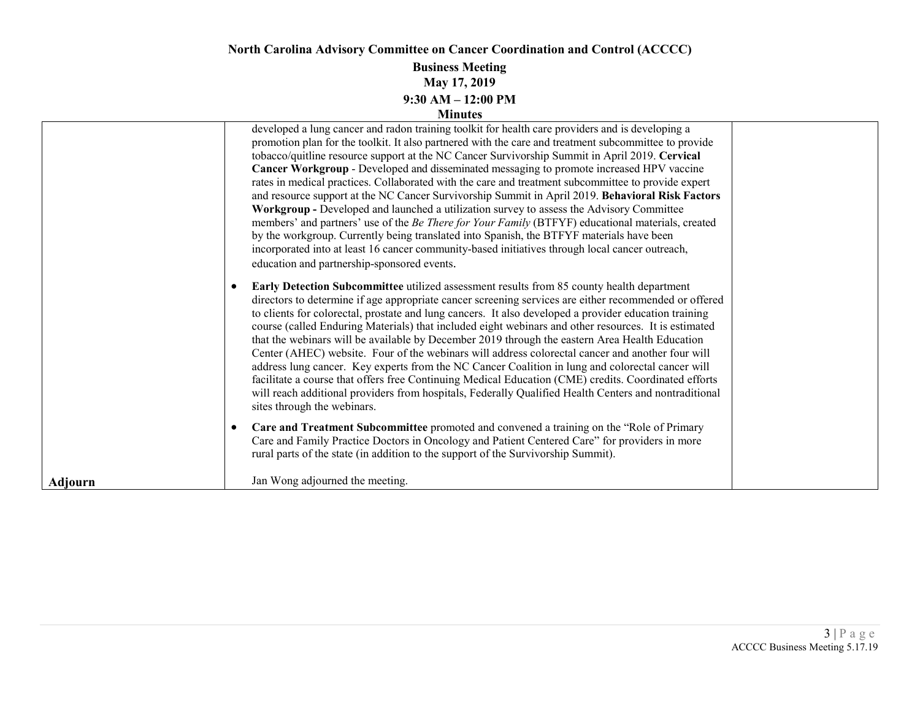| | | |
|---|---|---|
| | developed a lung cancer and radon training toolkit for health care providers and is developing a promotion plan for the toolkit. It also partnered with the care and treatment subcommittee to provide tobacco/quitline resource support at the NC Cancer Survivorship Summit in April 2019. **Cervical Cancer Workgroup** - Developed and disseminated messaging to promote increased HPV vaccine rates in medical practices. Collaborated with the care and treatment subcommittee to provide expert and resource support at the NC Cancer Survivorship Summit in April 2019. **Behavioral Risk Factors Workgroup -** Developed and launched a utilization survey to assess the Advisory Committee members' and partners' use of the *Be There for Your Family* (BTFYF) educational materials, created by the workgroup. Currently being translated into Spanish, the BTFYF materials have been incorporated into at least 16 cancer community-based initiatives through local cancer outreach, education and partnership-sponsored events.<br><br>• **Early Detection Subcommittee** utilized assessment results from 85 county health department directors to determine if age appropriate cancer screening services are either recommended or offered to clients for colorectal, prostate and lung cancers. It also developed a provider education training course (called Enduring Materials) that included eight webinars and other resources. It is estimated that the webinars will be available by December 2019 through the eastern Area Health Education Center (AHEC) website. Four of the webinars will address colorectal cancer and another four will address lung cancer. Key experts from the NC Cancer Coalition in lung and colorectal cancer will facilitate a course that offers free Continuing Medical Education (CME) credits. Coordinated efforts will reach additional providers from hospitals, Federally Qualified Health Centers and nontraditional sites through the webinars.<br><br>• **Care and Treatment Subcommittee** promoted and convened a training on the "Role of Primary Care and Family Practice Doctors in Oncology and Patient Centered Care" for providers in more rural parts of the state (in addition to the support of the Survivorship Summit). | |
| **Adjourn** | Jan Wong adjourned the meeting. | |